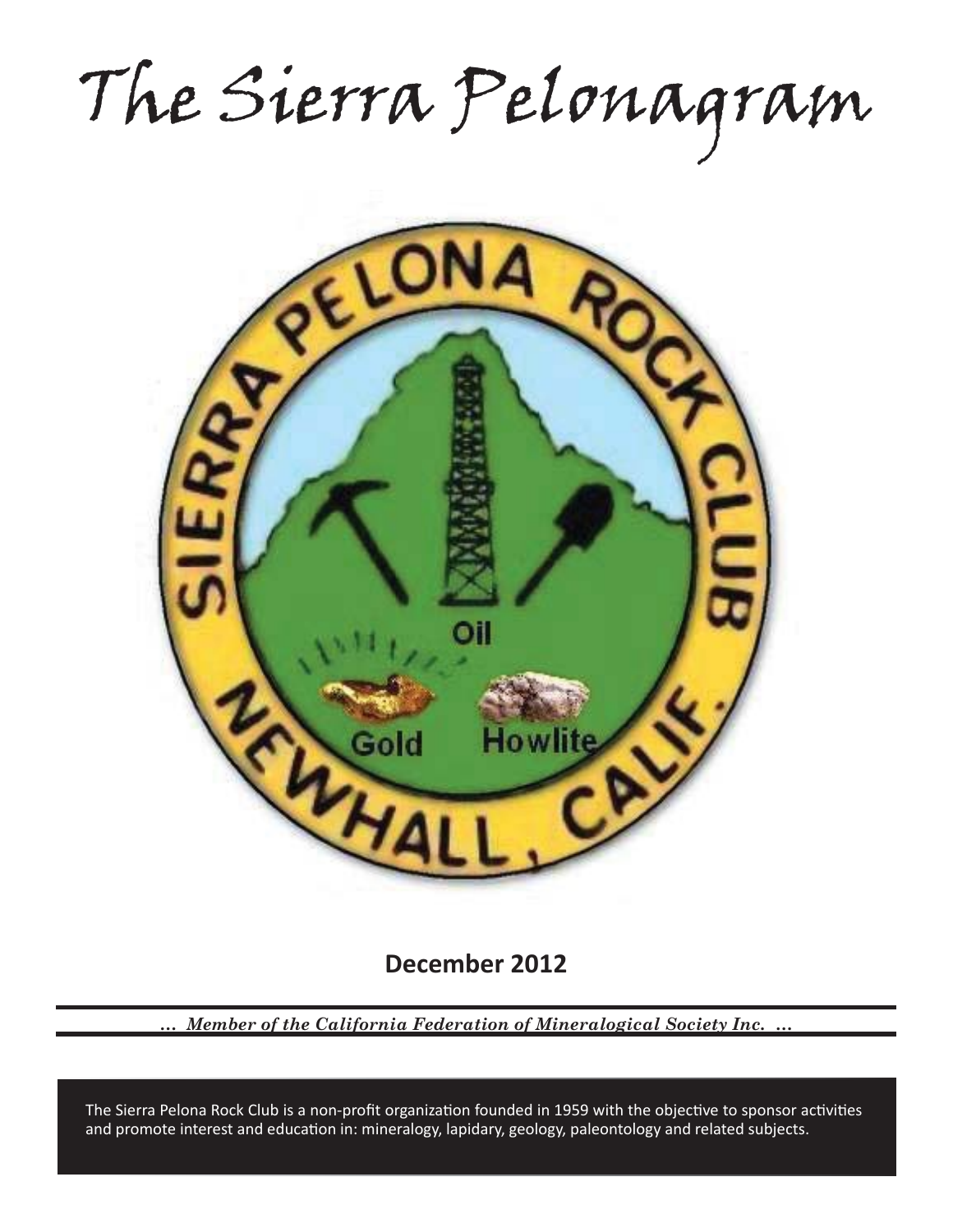# The Sierra Pelonagram

SIERRA PELONA ROCK CLUB

NEWHALL, CALIF.

Oil

Gold Howlite

**December 2012**

*... Member of the California Federation of Mineralogical Society Inc. ...*

The Sierra Pelona Rock Club is a non-profit organization founded in 1959 with the objective to sponsor activities and promote interest and education in: mineralogy, lapidary, geology, paleontology and related subjects.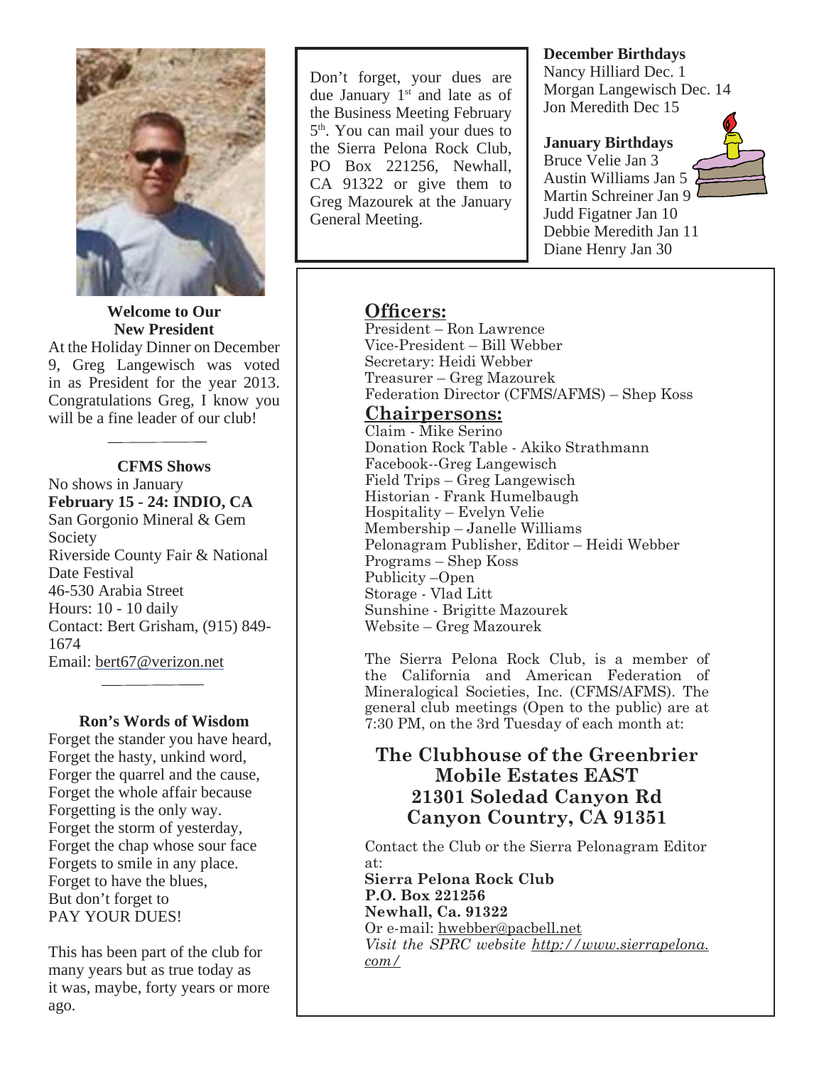### Welcome to Our New President

At the Holiday Dinner on December 9, Greg Langewisch was voted in as President for the year 2013. Congratulations Greg, I know you will be a fine leader of our club!

---

### CFMS Shows

No shows in January

**February 15 - 24: INDIO, CA**
San Gorgonio Mineral & Gem Society
Riverside County Fair & National Date Festival
46-530 Arabia Street
Hours: 10 - 10 daily
Contact: Bert Grisham, (915) 849-1674
Email: bert67@verizon.net

---

### Ron's Words of Wisdom

Forget the stander you have heard,
Forget the hasty, unkind word,
Forger the quarrel and the cause,
Forget the whole affair because
Forgetting is the only way.
Forget the storm of yesterday,
Forget the chap whose sour face
Forgets to smile in any place.
Forget to have the blues,
But don't forget to
PAY YOUR DUES!

This has been part of the club for many years but as true today as it was, maybe, forty years or more ago.

---

Don't forget, your dues are due January 1st and late as of the Business Meeting February 5th. You can mail your dues to the Sierra Pelona Rock Club, PO Box 221256, Newhall, CA 91322 or give them to Greg Mazourek at the January General Meeting.

---

**December Birthdays**
Nancy Hilliard Dec. 1
Morgan Langewisch Dec. 14
Jon Meredith Dec 15

**January Birthdays**
Bruce Velie Jan 3
Austin Williams Jan 5
Martin Schreiner Jan 9
Judd Figatner Jan 10
Debbie Meredith Jan 11
Diane Henry Jan 30

---

## Officers:

President – Ron Lawrence
Vice-President – Bill Webber
Secretary: Heidi Webber
Treasurer – Greg Mazourek
Federation Director (CFMS/AFMS) – Shep Koss

## Chairpersons:

Claim - Mike Serino
Donation Rock Table - Akiko Strathmann
Facebook--Greg Langewisch
Field Trips – Greg Langewisch
Historian - Frank Humelbaugh
Hospitality – Evelyn Velie
Membership – Janelle Williams
Pelonagram Publisher, Editor – Heidi Webber
Programs – Shep Koss
Publicity –Open
Storage - Vlad Litt
Sunshine - Brigitte Mazourek
Website – Greg Mazourek

The Sierra Pelona Rock Club, is a member of the California and American Federation of Mineralogical Societies, Inc. (CFMS/AFMS). The general club meetings (Open to the public) are at 7:30 PM, on the 3rd Tuesday of each month at:

**The Clubhouse of the Greenbrier Mobile Estates EAST**
**21301 Soledad Canyon Rd**
**Canyon Country, CA 91351**

Contact the Club or the Sierra Pelonagram Editor at:
**Sierra Pelona Rock Club**
**P.O. Box 221256**
**Newhall, Ca. 91322**
Or e-mail: hwebber@pacbell.net
*Visit the SPRC website http://www.sierrapelona.com/*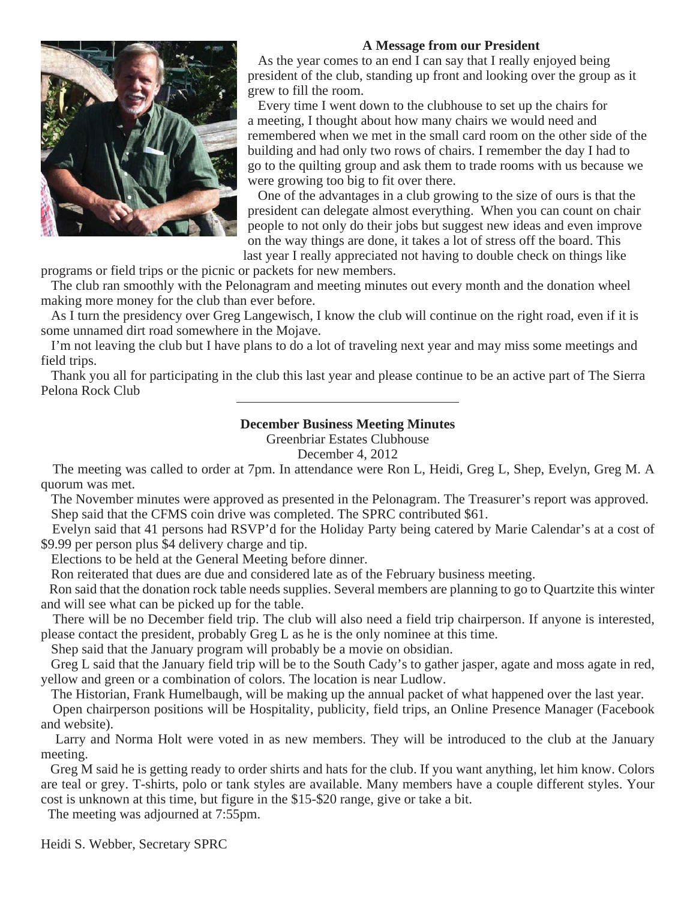## A Message from our President

As the year comes to an end I can say that I really enjoyed being president of the club, standing up front and looking over the group as it grew to fill the room.

Every time I went down to the clubhouse to set up the chairs for a meeting, I thought about how many chairs we would need and remembered when we met in the small card room on the other side of the building and had only two rows of chairs. I remember the day I had to go to the quilting group and ask them to trade rooms with us because we were growing too big to fit over there.

One of the advantages in a club growing to the size of ours is that the president can delegate almost everything. When you can count on chair people to not only do their jobs but suggest new ideas and even improve on the way things are done, it takes a lot of stress off the board. This last year I really appreciated not having to double check on things like programs or field trips or the picnic or packets for new members.

The club ran smoothly with the Pelonagram and meeting minutes out every month and the donation wheel making more money for the club than ever before.

As I turn the presidency over Greg Langewisch, I know the club will continue on the right road, even if it is some unnamed dirt road somewhere in the Mojave.

I'm not leaving the club but I have plans to do a lot of traveling next year and may miss some meetings and field trips.

Thank you all for participating in the club this last year and please continue to be an active part of The Sierra Pelona Rock Club

---

## December Business Meeting Minutes

Greenbriar Estates Clubhouse

December 4, 2012

The meeting was called to order at 7pm. In attendance were Ron L, Heidi, Greg L, Shep, Evelyn, Greg M. A quorum was met.

The November minutes were approved as presented in the Pelonagram. The Treasurer's report was approved.

Shep said that the CFMS coin drive was completed. The SPRC contributed $61.

Evelyn said that 41 persons had RSVP'd for the Holiday Party being catered by Marie Calendar's at a cost of $9.99 per person plus $4 delivery charge and tip.

Elections to be held at the General Meeting before dinner.

Ron reiterated that dues are due and considered late as of the February business meeting.

Ron said that the donation rock table needs supplies. Several members are planning to go to Quartzite this winter and will see what can be picked up for the table.

There will be no December field trip. The club will also need a field trip chairperson. If anyone is interested, please contact the president, probably Greg L as he is the only nominee at this time.

Shep said that the January program will probably be a movie on obsidian.

Greg L said that the January field trip will be to the South Cady's to gather jasper, agate and moss agate in red, yellow and green or a combination of colors. The location is near Ludlow.

The Historian, Frank Humelbaugh, will be making up the annual packet of what happened over the last year.

Open chairperson positions will be Hospitality, publicity, field trips, an Online Presence Manager (Facebook and website).

Larry and Norma Holt were voted in as new members. They will be introduced to the club at the January meeting.

Greg M said he is getting ready to order shirts and hats for the club. If you want anything, let him know. Colors are teal or grey. T-shirts, polo or tank styles are available. Many members have a couple different styles. Your cost is unknown at this time, but figure in the $15-$20 range, give or take a bit.

The meeting was adjourned at 7:55pm.

Heidi S. Webber, Secretary SPRC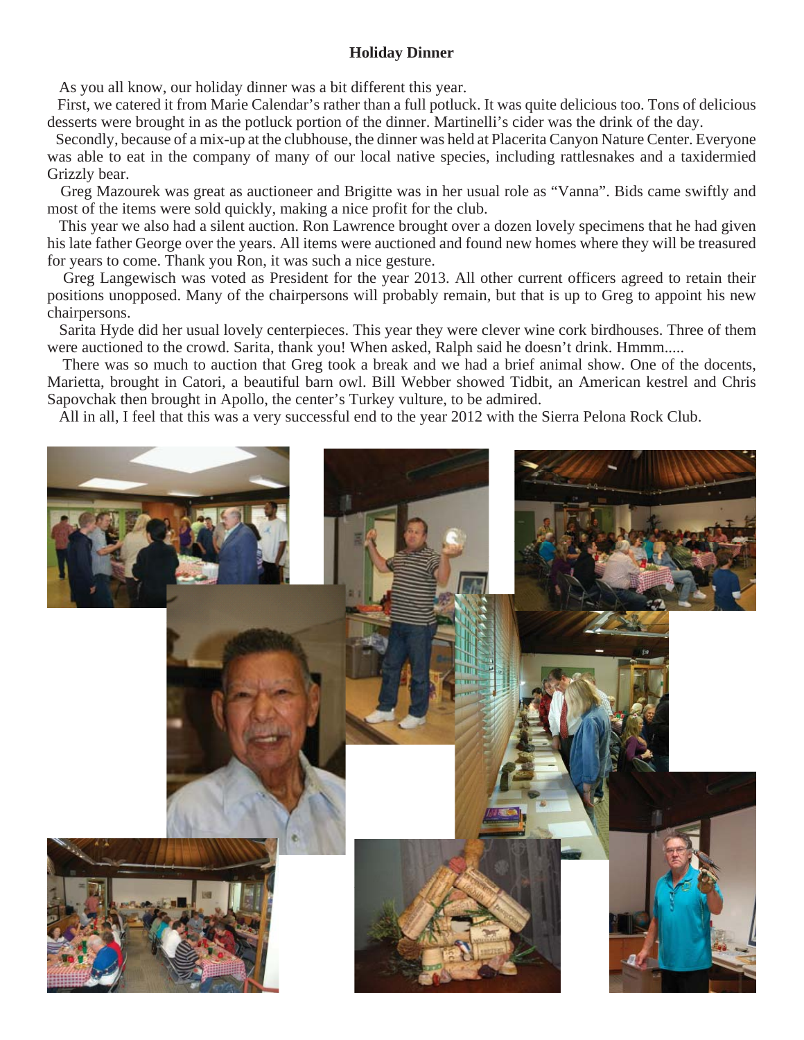## Holiday Dinner

As you all know, our holiday dinner was a bit different this year.

First, we catered it from Marie Calendar's rather than a full potluck. It was quite delicious too. Tons of delicious desserts were brought in as the potluck portion of the dinner. Martinelli's cider was the drink of the day.

Secondly, because of a mix-up at the clubhouse, the dinner was held at Placerita Canyon Nature Center. Everyone was able to eat in the company of many of our local native species, including rattlesnakes and a taxidermied Grizzly bear.

Greg Mazourek was great as auctioneer and Brigitte was in her usual role as "Vanna". Bids came swiftly and most of the items were sold quickly, making a nice profit for the club.

This year we also had a silent auction. Ron Lawrence brought over a dozen lovely specimens that he had given his late father George over the years. All items were auctioned and found new homes where they will be treasured for years to come. Thank you Ron, it was such a nice gesture.

Greg Langewisch was voted as President for the year 2013. All other current officers agreed to retain their positions unopposed. Many of the chairpersons will probably remain, but that is up to Greg to appoint his new chairpersons.

Sarita Hyde did her usual lovely centerpieces. This year they were clever wine cork birdhouses. Three of them were auctioned to the crowd. Sarita, thank you! When asked, Ralph said he doesn't drink. Hmmm.....

There was so much to auction that Greg took a break and we had a brief animal show. One of the docents, Marietta, brought in Catori, a beautiful barn owl. Bill Webber showed Tidbit, an American kestrel and Chris Sapovchak then brought in Apollo, the center's Turkey vulture, to be admired.

All in all, I feel that this was a very successful end to the year 2012 with the Sierra Pelona Rock Club.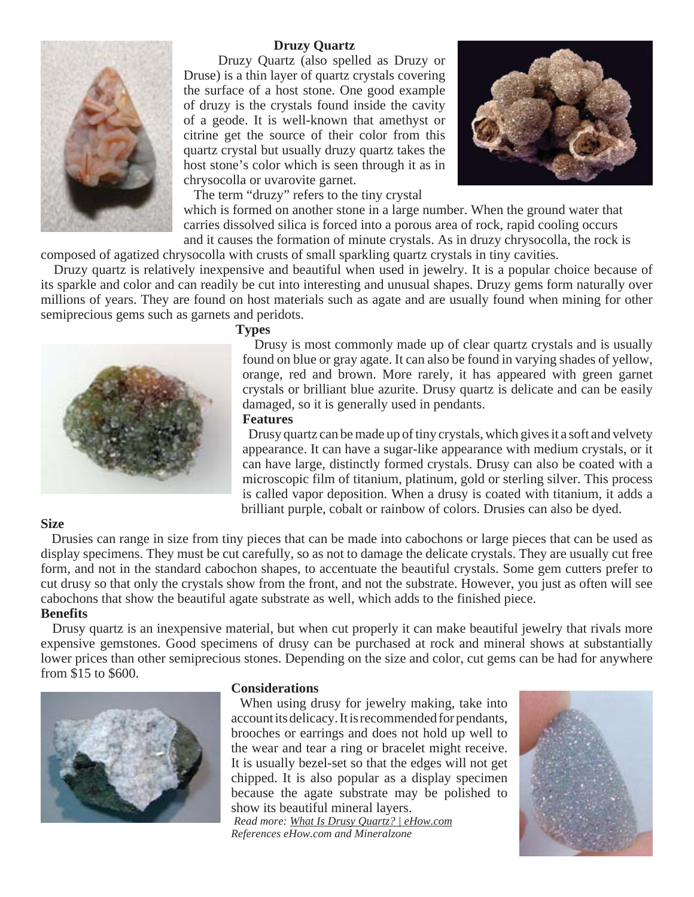## Druzy Quartz

Druzy Quartz (also spelled as Druzy or Druse) is a thin layer of quartz crystals covering the surface of a host stone. One good example of druzy is the crystals found inside the cavity of a geode. It is well-known that amethyst or citrine get the source of their color from this quartz crystal but usually druzy quartz takes the host stone's color which is seen through it as in chrysocolla or uvarovite garnet.

The term "druzy" refers to the tiny crystal which is formed on another stone in a large number. When the ground water that carries dissolved silica is forced into a porous area of rock, rapid cooling occurs and it causes the formation of minute crystals. As in druzy chrysocolla, the rock is composed of agatized chrysocolla with crusts of small sparkling quartz crystals in tiny cavities.

Druzy quartz is relatively inexpensive and beautiful when used in jewelry. It is a popular choice because of its sparkle and color and can readily be cut into interesting and unusual shapes. Druzy gems form naturally over millions of years. They are found on host materials such as agate and are usually found when mining for other semiprecious gems such as garnets and peridots.

### Types

Drusy is most commonly made up of clear quartz crystals and is usually found on blue or gray agate. It can also be found in varying shades of yellow, orange, red and brown. More rarely, it has appeared with green garnet crystals or brilliant blue azurite. Drusy quartz is delicate and can be easily damaged, so it is generally used in pendants.

### Features

Drusy quartz can be made up of tiny crystals, which gives it a soft and velvety appearance. It can have a sugar-like appearance with medium crystals, or it can have large, distinctly formed crystals. Drusy can also be coated with a microscopic film of titanium, platinum, gold or sterling silver. This process is called vapor deposition. When a drusy is coated with titanium, it adds a brilliant purple, cobalt or rainbow of colors. Drusies can also be dyed.

### Size

Drusies can range in size from tiny pieces that can be made into cabochons or large pieces that can be used as display specimens. They must be cut carefully, so as not to damage the delicate crystals. They are usually cut free form, and not in the standard cabochon shapes, to accentuate the beautiful crystals. Some gem cutters prefer to cut drusy so that only the crystals show from the front, and not the substrate. However, you just as often will see cabochons that show the beautiful agate substrate as well, which adds to the finished piece.

### Benefits

Drusy quartz is an inexpensive material, but when cut properly it can make beautiful jewelry that rivals more expensive gemstones. Good specimens of drusy can be purchased at rock and mineral shows at substantially lower prices than other semiprecious stones. Depending on the size and color, cut gems can be had for anywhere from $15 to $600.

### Considerations

When using drusy for jewelry making, take into account its delicacy. It is recommended for pendants, brooches or earrings and does not hold up well to the wear and tear a ring or bracelet might receive. It is usually bezel-set so that the edges will not get chipped. It is also popular as a display specimen because the agate substrate may be polished to show its beautiful mineral layers.

*Read more: What Is Drusy Quartz? | eHow.com*
*References eHow.com and Mineralzone*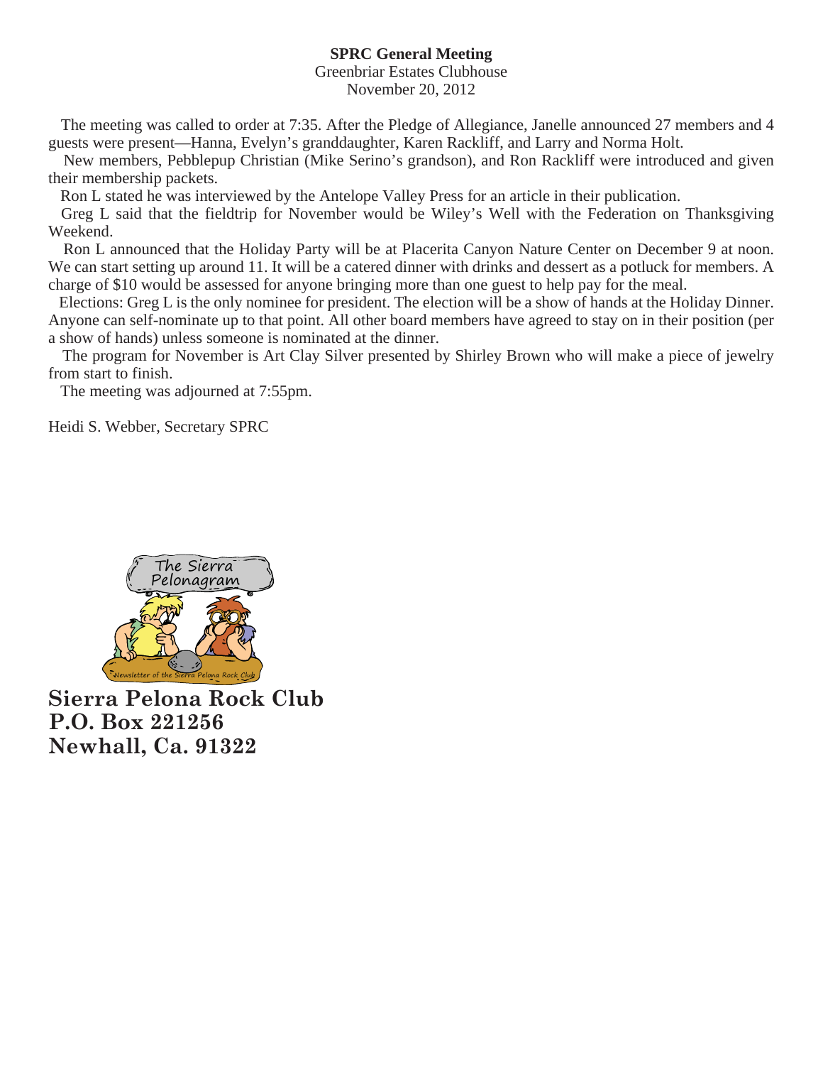**SPRC General Meeting**

Greenbriar Estates Clubhouse

November 20, 2012

The meeting was called to order at 7:35. After the Pledge of Allegiance, Janelle announced 27 members and 4 guests were present—Hanna, Evelyn's granddaughter, Karen Rackliff, and Larry and Norma Holt.

New members, Pebblepup Christian (Mike Serino's grandson), and Ron Rackliff were introduced and given their membership packets.

Ron L stated he was interviewed by the Antelope Valley Press for an article in their publication.

Greg L said that the fieldtrip for November would be Wiley's Well with the Federation on Thanksgiving Weekend.

Ron L announced that the Holiday Party will be at Placerita Canyon Nature Center on December 9 at noon. We can start setting up around 11. It will be a catered dinner with drinks and dessert as a potluck for members. A charge of $10 would be assessed for anyone bringing more than one guest to help pay for the meal.

Elections: Greg L is the only nominee for president. The election will be a show of hands at the Holiday Dinner. Anyone can self-nominate up to that point. All other board members have agreed to stay on in their position (per a show of hands) unless someone is nominated at the dinner.

The program for November is Art Clay Silver presented by Shirley Brown who will make a piece of jewelry from start to finish.

The meeting was adjourned at 7:55pm.

Heidi S. Webber, Secretary SPRC

The Sierra Pelonagram

Newsletter of the Sierra Pelona Rock Club

**Sierra Pelona Rock Club**
**P.O. Box 221256**
**Newhall, Ca. 91322**